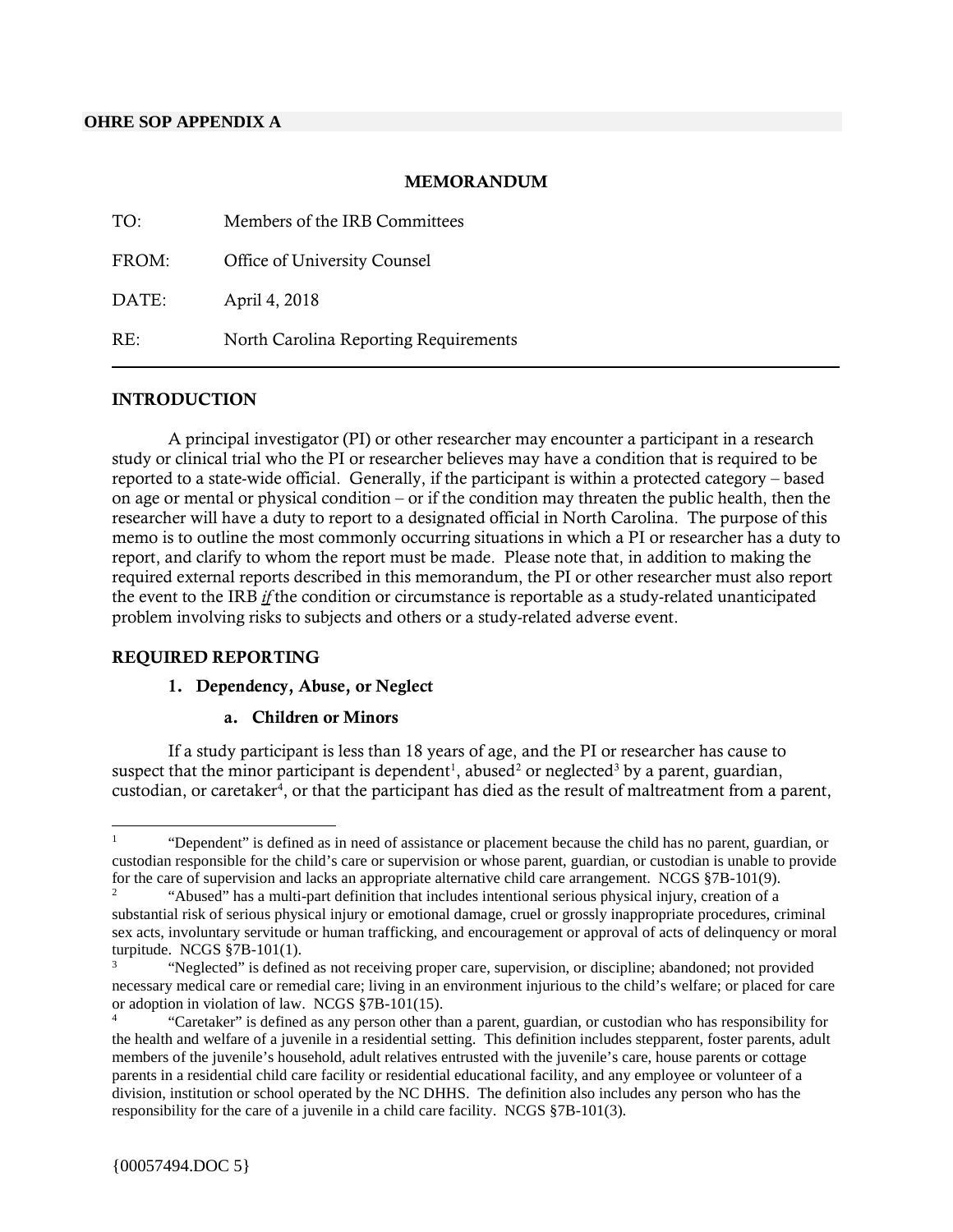**OHRE SOP APPENDIX A**

**MEMORANDUM**

TO: Members of the IRB Committees

FROM: Office of University Counsel

DATE: April 4, 2018

RE: North Carolina Reporting Requirements

---

## INTRODUCTION

A principal investigator (PI) or other researcher may encounter a participant in a research study or clinical trial who the PI or researcher believes may have a condition that is required to be reported to a state-wide official. Generally, if the participant is within a protected category – based on age or mental or physical condition – or if the condition may threaten the public health, then the researcher will have a duty to report to a designated official in North Carolina. The purpose of this memo is to outline the most commonly occurring situations in which a PI or researcher has a duty to report, and clarify to whom the report must be made. Please note that, in addition to making the required external reports described in this memorandum, the PI or other researcher must also report the event to the IRB ***if*** the condition or circumstance is reportable as a study-related unanticipated problem involving risks to subjects and others or a study-related adverse event.

## REQUIRED REPORTING

### 1. Dependency, Abuse, or Neglect

#### a. Children or Minors

If a study participant is less than 18 years of age, and the PI or researcher has cause to suspect that the minor participant is dependent[1], abused[2] or neglected[3] by a parent, guardian, custodian, or caretaker[4], or that the participant has died as the result of maltreatment from a parent,

---

[1] "Dependent" is defined as in need of assistance or placement because the child has no parent, guardian, or custodian responsible for the child's care or supervision or whose parent, guardian, or custodian is unable to provide for the care of supervision and lacks an appropriate alternative child care arrangement. NCGS §7B-101(9).

[2] "Abused" has a multi-part definition that includes intentional serious physical injury, creation of a substantial risk of serious physical injury or emotional damage, cruel or grossly inappropriate procedures, criminal sex acts, involuntary servitude or human trafficking, and encouragement or approval of acts of delinquency or moral turpitude. NCGS §7B-101(1).

[3] "Neglected" is defined as not receiving proper care, supervision, or discipline; abandoned; not provided necessary medical care or remedial care; living in an environment injurious to the child's welfare; or placed for care or adoption in violation of law. NCGS §7B-101(15).

[4] "Caretaker" is defined as any person other than a parent, guardian, or custodian who has responsibility for the health and welfare of a juvenile in a residential setting. This definition includes stepparent, foster parents, adult members of the juvenile's household, adult relatives entrusted with the juvenile's care, house parents or cottage parents in a residential child care facility or residential educational facility, and any employee or volunteer of a division, institution or school operated by the NC DHHS. The definition also includes any person who has the responsibility for the care of a juvenile in a child care facility. NCGS §7B-101(3).

{00057494.DOC 5}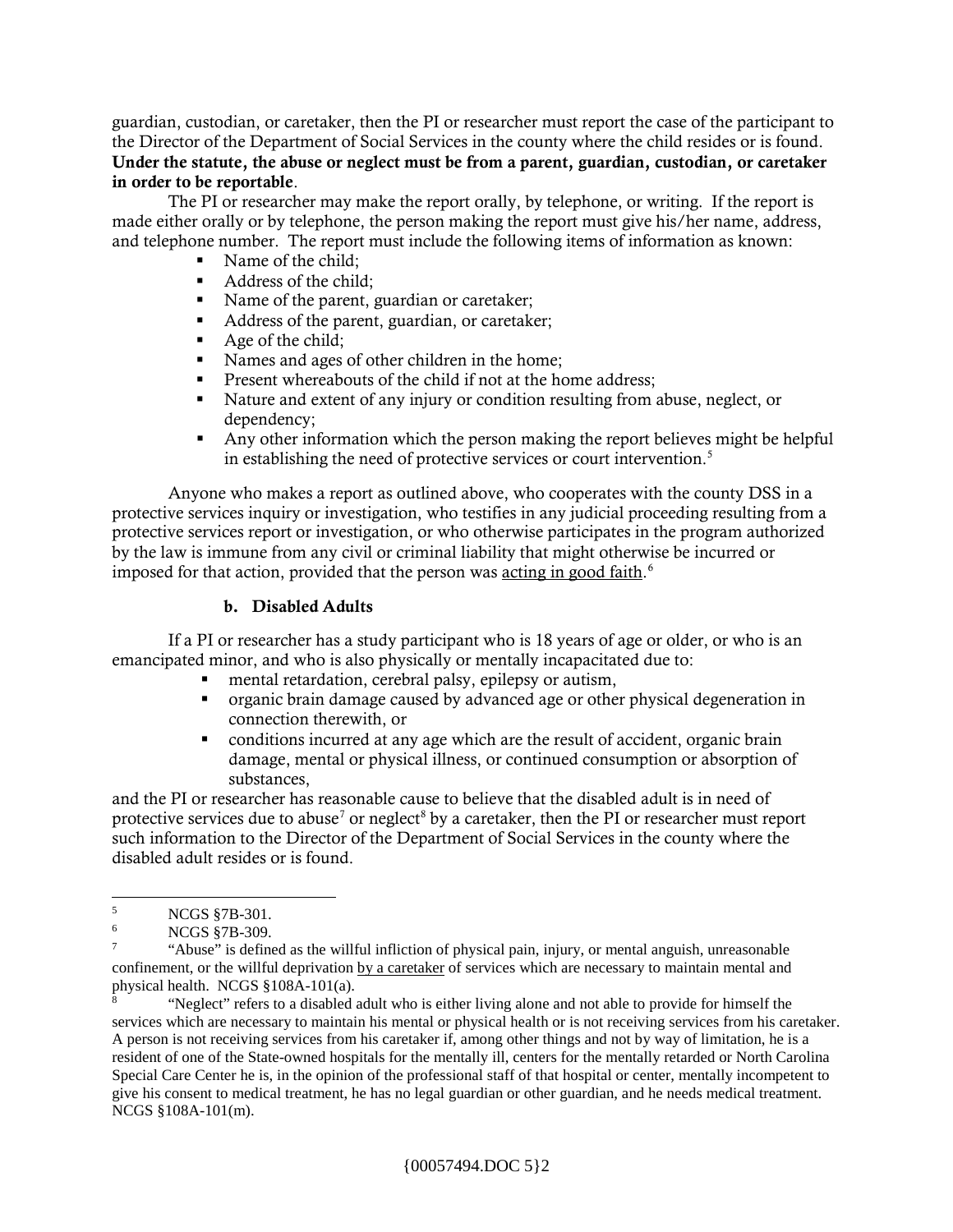guardian, custodian, or caretaker, then the PI or researcher must report the case of the participant to the Director of the Department of Social Services in the county where the child resides or is found. **Under the statute, the abuse or neglect must be from a parent, guardian, custodian, or caretaker in order to be reportable**.

The PI or researcher may make the report orally, by telephone, or writing. If the report is made either orally or by telephone, the person making the report must give his/her name, address, and telephone number. The report must include the following items of information as known:

- Name of the child;
- Address of the child;
- Name of the parent, guardian or caretaker;
- Address of the parent, guardian, or caretaker;
- Age of the child;
- Names and ages of other children in the home;
- Present whereabouts of the child if not at the home address;
- Nature and extent of any injury or condition resulting from abuse, neglect, or dependency;
- Any other information which the person making the report believes might be helpful in establishing the need of protective services or court intervention.[5]

Anyone who makes a report as outlined above, who cooperates with the county DSS in a protective services inquiry or investigation, who testifies in any judicial proceeding resulting from a protective services report or investigation, or who otherwise participates in the program authorized by the law is immune from any civil or criminal liability that might otherwise be incurred or imposed for that action, provided that the person was acting in good faith.[6]

### b. Disabled Adults

If a PI or researcher has a study participant who is 18 years of age or older, or who is an emancipated minor, and who is also physically or mentally incapacitated due to:

- mental retardation, cerebral palsy, epilepsy or autism,
- organic brain damage caused by advanced age or other physical degeneration in connection therewith, or
- conditions incurred at any age which are the result of accident, organic brain damage, mental or physical illness, or continued consumption or absorption of substances,

and the PI or researcher has reasonable cause to believe that the disabled adult is in need of protective services due to abuse[7] or neglect[8] by a caretaker, then the PI or researcher must report such information to the Director of the Department of Social Services in the county where the disabled adult resides or is found.

---

[5] NCGS §7B-301.

[6] NCGS §7B-309.

[7] "Abuse" is defined as the willful infliction of physical pain, injury, or mental anguish, unreasonable confinement, or the willful deprivation by a caretaker of services which are necessary to maintain mental and physical health. NCGS §108A-101(a).

[8] "Neglect" refers to a disabled adult who is either living alone and not able to provide for himself the services which are necessary to maintain his mental or physical health or is not receiving services from his caretaker. A person is not receiving services from his caretaker if, among other things and not by way of limitation, he is a resident of one of the State-owned hospitals for the mentally ill, centers for the mentally retarded or North Carolina Special Care Center he is, in the opinion of the professional staff of that hospital or center, mentally incompetent to give his consent to medical treatment, he has no legal guardian or other guardian, and he needs medical treatment. NCGS §108A-101(m).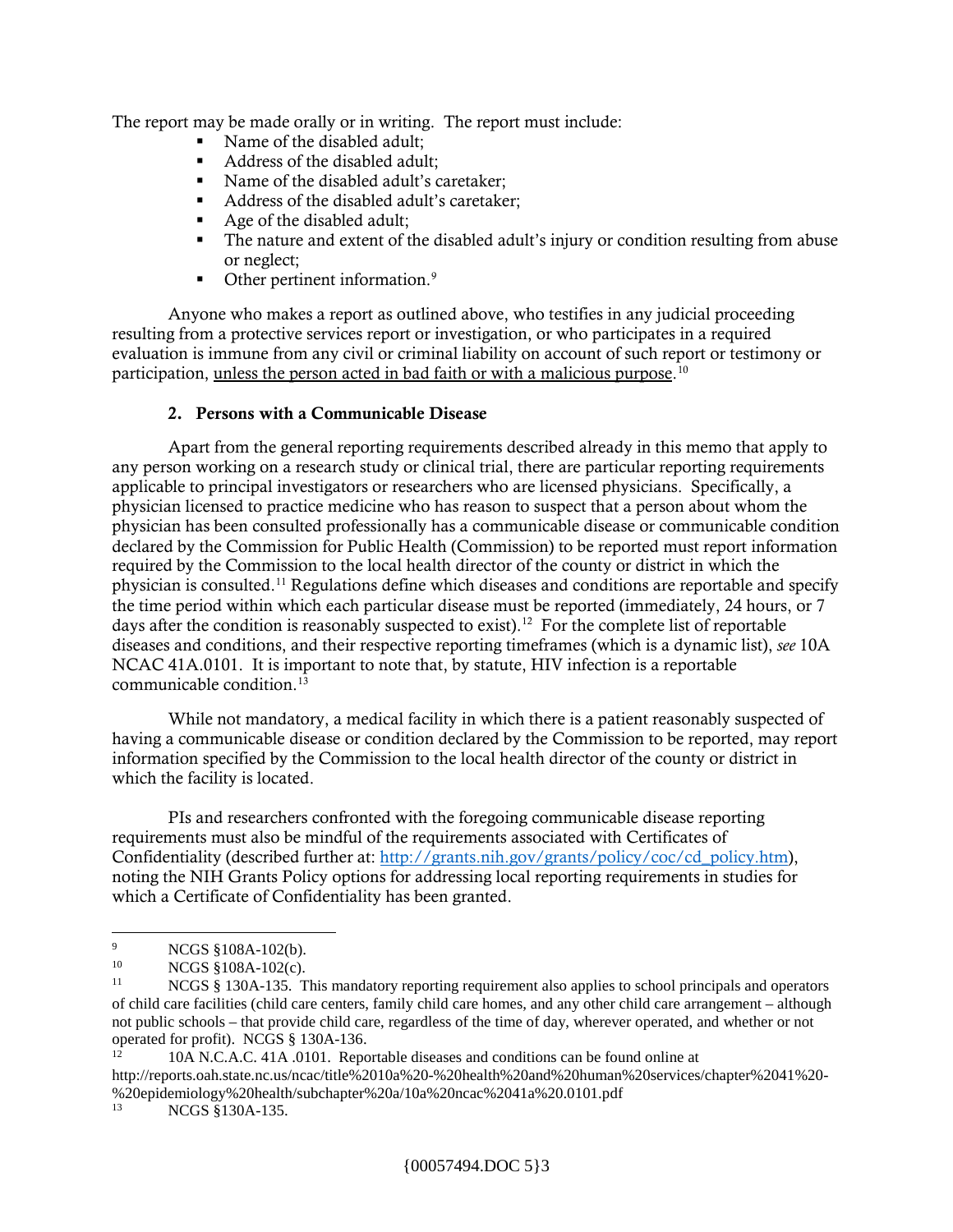The report may be made orally or in writing. The report must include:

- Name of the disabled adult;
- Address of the disabled adult;
- Name of the disabled adult's caretaker;
- Address of the disabled adult's caretaker;
- Age of the disabled adult;
- The nature and extent of the disabled adult's injury or condition resulting from abuse or neglect;
- Other pertinent information.[9]

Anyone who makes a report as outlined above, who testifies in any judicial proceeding resulting from a protective services report or investigation, or who participates in a required evaluation is immune from any civil or criminal liability on account of such report or testimony or participation, unless the person acted in bad faith or with a malicious purpose.[10]

### 2. Persons with a Communicable Disease

Apart from the general reporting requirements described already in this memo that apply to any person working on a research study or clinical trial, there are particular reporting requirements applicable to principal investigators or researchers who are licensed physicians. Specifically, a physician licensed to practice medicine who has reason to suspect that a person about whom the physician has been consulted professionally has a communicable disease or communicable condition declared by the Commission for Public Health (Commission) to be reported must report information required by the Commission to the local health director of the county or district in which the physician is consulted.[11] Regulations define which diseases and conditions are reportable and specify the time period within which each particular disease must be reported (immediately, 24 hours, or 7 days after the condition is reasonably suspected to exist).[12] For the complete list of reportable diseases and conditions, and their respective reporting timeframes (which is a dynamic list), *see* 10A NCAC 41A.0101. It is important to note that, by statute, HIV infection is a reportable communicable condition.[13]

While not mandatory, a medical facility in which there is a patient reasonably suspected of having a communicable disease or condition declared by the Commission to be reported, may report information specified by the Commission to the local health director of the county or district in which the facility is located.

PIs and researchers confronted with the foregoing communicable disease reporting requirements must also be mindful of the requirements associated with Certificates of Confidentiality (described further at: http://grants.nih.gov/grants/policy/coc/cd_policy.htm), noting the NIH Grants Policy options for addressing local reporting requirements in studies for which a Certificate of Confidentiality has been granted.

---

[9] NCGS §108A-102(b).

[10] NCGS §108A-102(c).

[11] NCGS § 130A-135. This mandatory reporting requirement also applies to school principals and operators of child care facilities (child care centers, family child care homes, and any other child care arrangement – although not public schools – that provide child care, regardless of the time of day, wherever operated, and whether or not operated for profit). NCGS § 130A-136.

[12] 10A N.C.A.C. 41A .0101. Reportable diseases and conditions can be found online at http://reports.oah.state.nc.us/ncac/title%2010a%20-%20health%20and%20human%20services/chapter%2041%20-%20epidemiology%20health/subchapter%20a/10a%20ncac%2041a%20.0101.pdf

[13] NCGS §130A-135.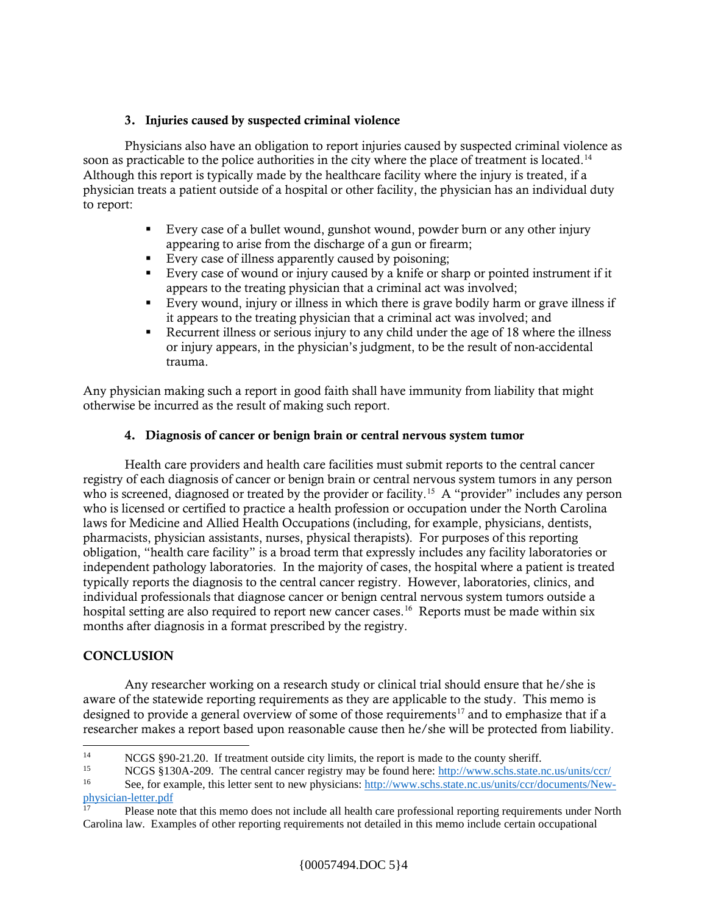### 3. Injuries caused by suspected criminal violence

Physicians also have an obligation to report injuries caused by suspected criminal violence as soon as practicable to the police authorities in the city where the place of treatment is located.[14] Although this report is typically made by the healthcare facility where the injury is treated, if a physician treats a patient outside of a hospital or other facility, the physician has an individual duty to report:

- Every case of a bullet wound, gunshot wound, powder burn or any other injury appearing to arise from the discharge of a gun or firearm;
- Every case of illness apparently caused by poisoning;
- Every case of wound or injury caused by a knife or sharp or pointed instrument if it appears to the treating physician that a criminal act was involved;
- Every wound, injury or illness in which there is grave bodily harm or grave illness if it appears to the treating physician that a criminal act was involved; and
- Recurrent illness or serious injury to any child under the age of 18 where the illness or injury appears, in the physician's judgment, to be the result of non-accidental trauma.

Any physician making such a report in good faith shall have immunity from liability that might otherwise be incurred as the result of making such report.

### 4. Diagnosis of cancer or benign brain or central nervous system tumor

Health care providers and health care facilities must submit reports to the central cancer registry of each diagnosis of cancer or benign brain or central nervous system tumors in any person who is screened, diagnosed or treated by the provider or facility.[15] A "provider" includes any person who is licensed or certified to practice a health profession or occupation under the North Carolina laws for Medicine and Allied Health Occupations (including, for example, physicians, dentists, pharmacists, physician assistants, nurses, physical therapists). For purposes of this reporting obligation, "health care facility" is a broad term that expressly includes any facility laboratories or independent pathology laboratories. In the majority of cases, the hospital where a patient is treated typically reports the diagnosis to the central cancer registry. However, laboratories, clinics, and individual professionals that diagnose cancer or benign central nervous system tumors outside a hospital setting are also required to report new cancer cases.[16] Reports must be made within six months after diagnosis in a format prescribed by the registry.

## CONCLUSION

Any researcher working on a research study or clinical trial should ensure that he/she is aware of the statewide reporting requirements as they are applicable to the study. This memo is designed to provide a general overview of some of those requirements[17] and to emphasize that if a researcher makes a report based upon reasonable cause then he/she will be protected from liability.

---

[14] NCGS §90-21.20. If treatment outside city limits, the report is made to the county sheriff.

[15] NCGS §130A-209. The central cancer registry may be found here: http://www.schs.state.nc.us/units/ccr/

[16] See, for example, this letter sent to new physicians: http://www.schs.state.nc.us/units/ccr/documents/New-physician-letter.pdf

[17] Please note that this memo does not include all health care professional reporting requirements under North Carolina law. Examples of other reporting requirements not detailed in this memo include certain occupational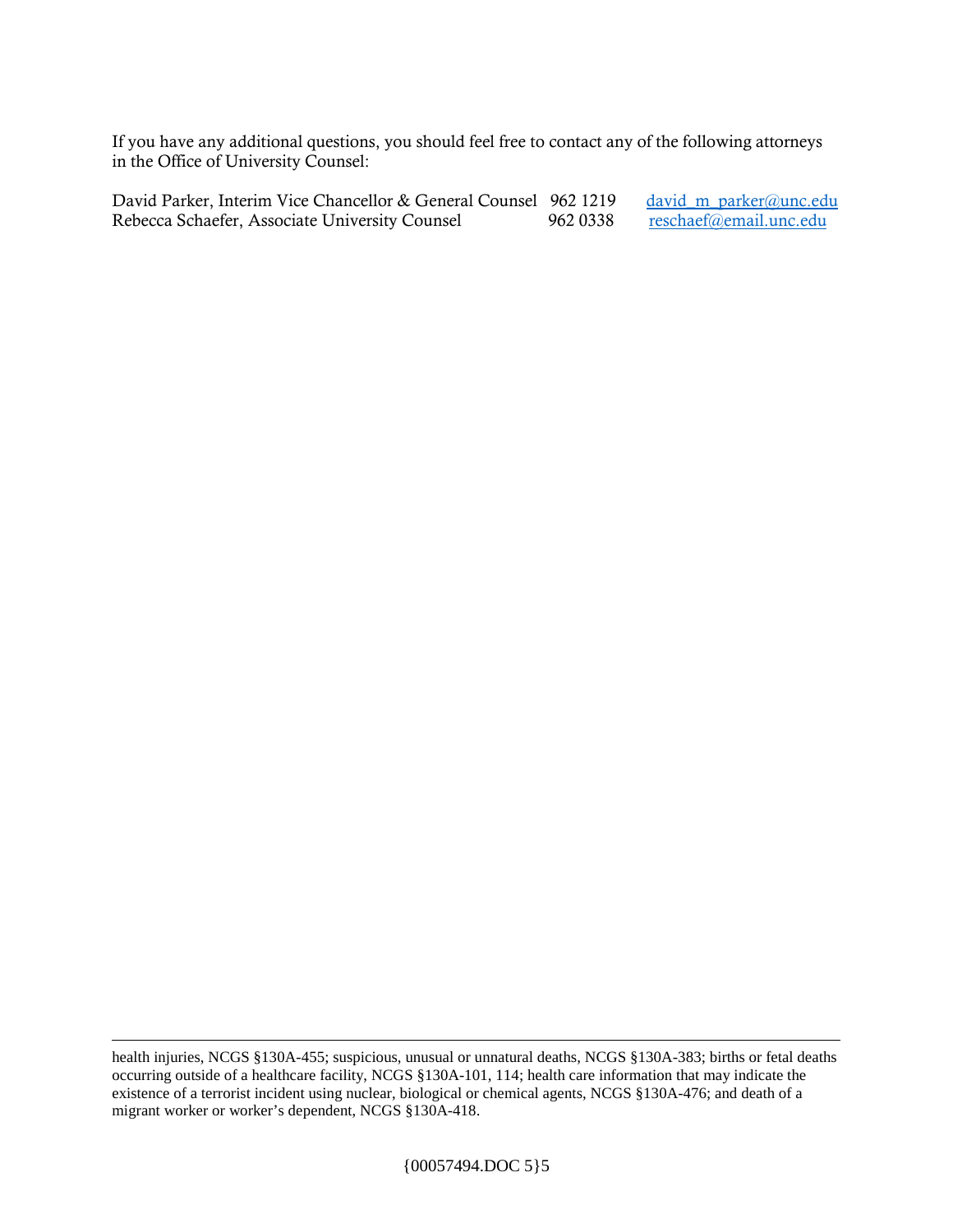If you have any additional questions, you should feel free to contact any of the following attorneys in the Office of University Counsel:

| | | |
|---|---|---|
| David Parker, Interim Vice Chancellor & General Counsel | 962 1219 | david_m_parker@unc.edu |
| Rebecca Schaefer, Associate University Counsel | 962 0338 | reschaef@email.unc.edu |

---

health injuries, NCGS §130A-455; suspicious, unusual or unnatural deaths, NCGS §130A-383; births or fetal deaths occurring outside of a healthcare facility, NCGS §130A-101, 114; health care information that may indicate the existence of a terrorist incident using nuclear, biological or chemical agents, NCGS §130A-476; and death of a migrant worker or worker's dependent, NCGS §130A-418.

{00057494.DOC 5}